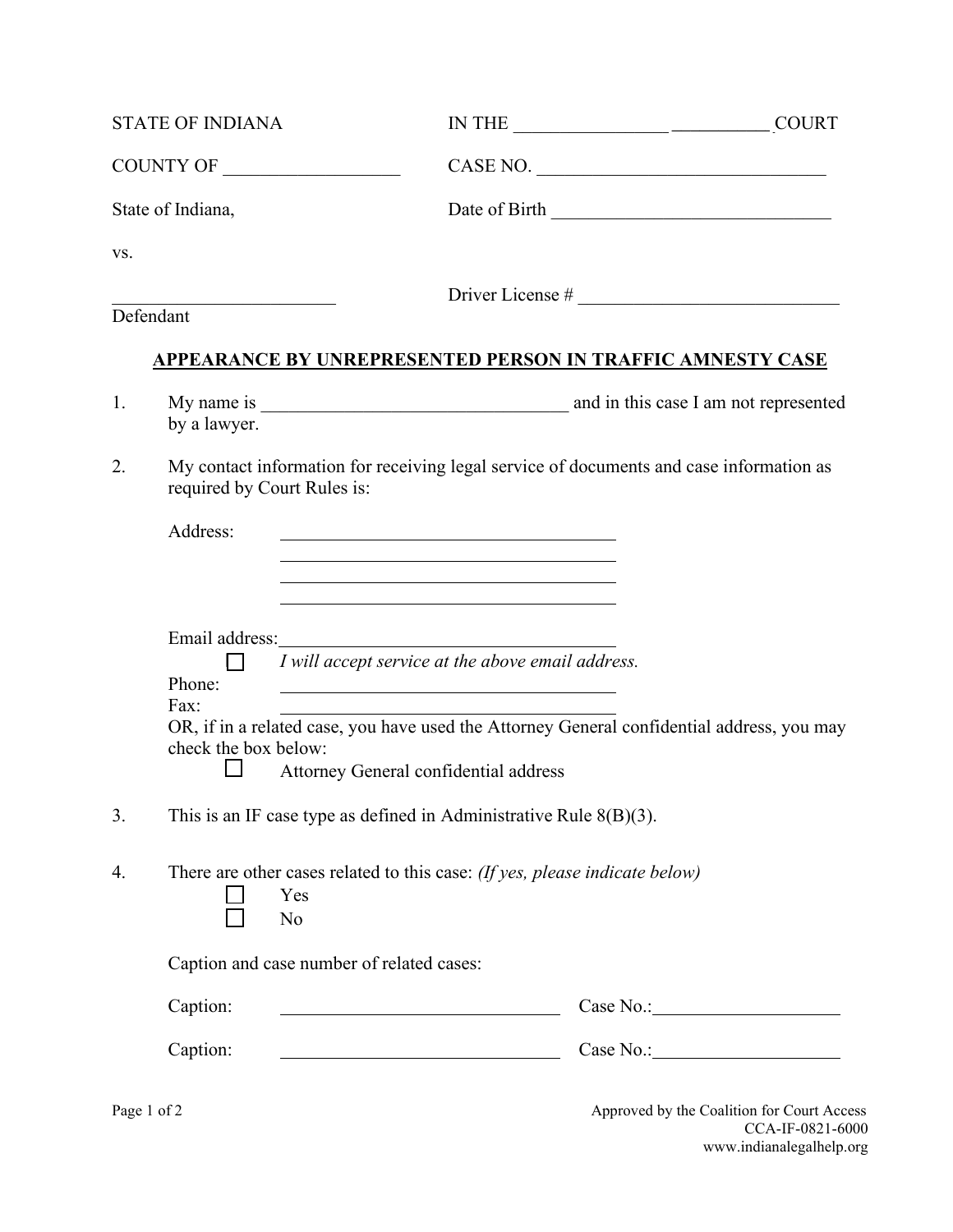STATE OF INDIANA IN THE ________________ __________ COURT

COUNTY OF ___________________ CASE NO. _______________________________

State of Indiana, Date of Birth ______________________________

vs.

________________________ Driver License # ____________________________

Defendant

## APPEARANCE BY UNREPRESENTED PERSON IN TRAFFIC AMNESTY CASE

1. My name is _________________________________ and in this case I am not represented by a lawyer.

2. My contact information for receiving legal service of documents and case information as required by Court Rules is:

   Address: ______________________________________
   ______________________________________
   ______________________________________
   ______________________________________

   Email address: ______________________________________

   ☐ *I will accept service at the above email address.*

   Phone: ______________________________________

   Fax: ______________________________________

   OR, if in a related case, you have used the Attorney General confidential address, you may check the box below:

   ☐ Attorney General confidential address

3. This is an IF case type as defined in Administrative Rule 8(B)(3).

4. There are other cases related to this case: *(If yes, please indicate below)*

   ☐ Yes
   ☐ No

   Caption and case number of related cases:

   Caption: ______________________________ Case No.: ____________________

   Caption: ______________________________ Case No.: ____________________

Approved by the Coalition for Court Access
CCA-IF-0821-6000
www.indianalegalhelp.org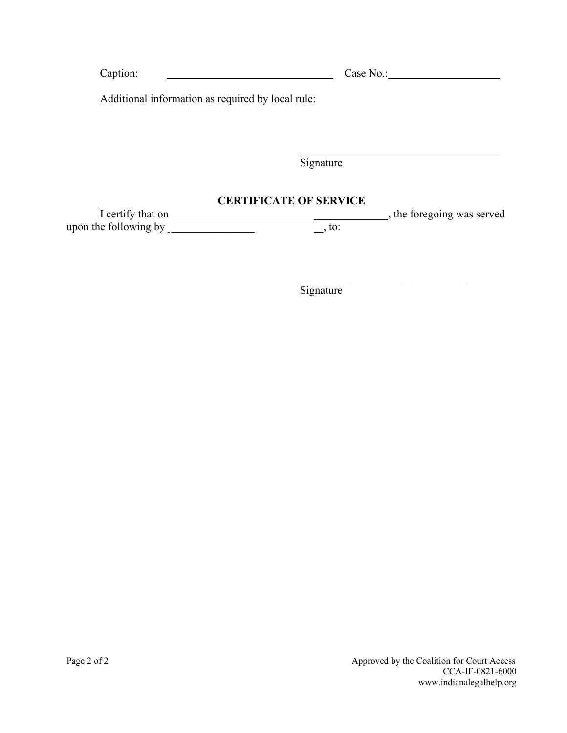Caption: ______________________________ Case No.:____________________

Additional information as required by local rule:

____________________________________
Signature

**CERTIFICATE OF SERVICE**

I certify that on _____________, the foregoing was served upon the following by _______________ __, to:

______________________________
Signature

Approved by the Coalition for Court Access
CCA-IF-0821-6000
www.indianalegalhelp.org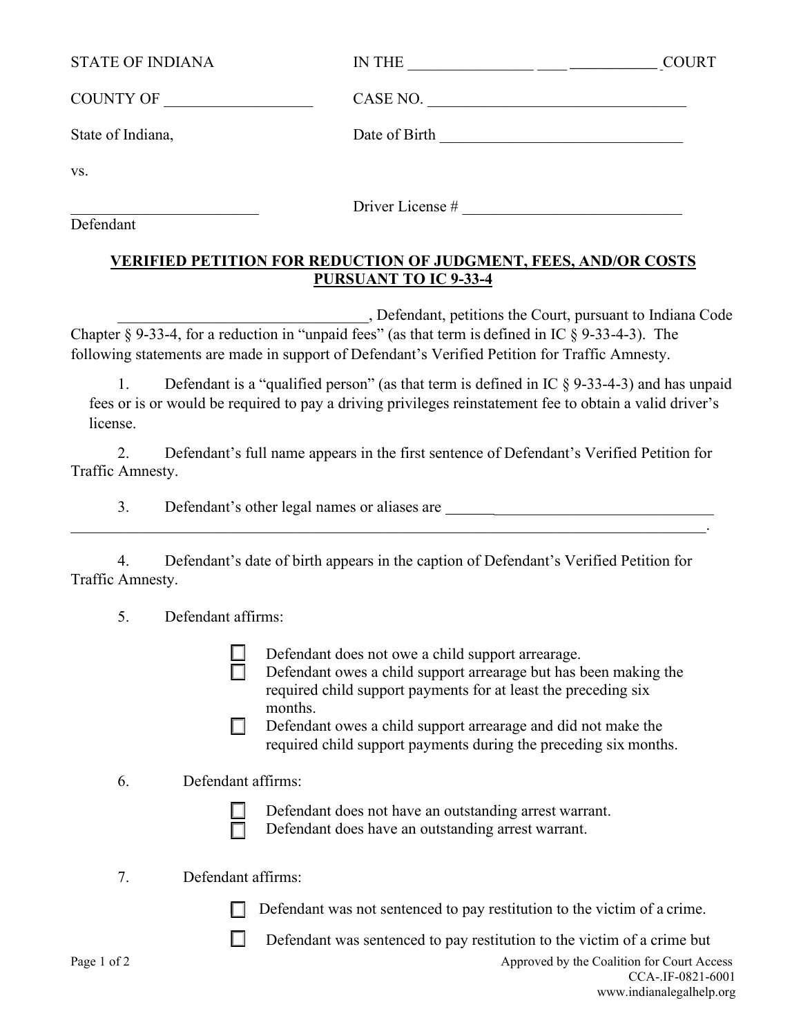STATE OF INDIANA | IN THE ________________ ____ ___________ COURT

COUNTY OF ___________________ | CASE NO. __________________________________

State of Indiana, | Date of Birth _______________________________

vs.

________________________ | Driver License # ____________________________

Defendant

**VERIFIED PETITION FOR REDUCTION OF JUDGMENT, FEES, AND/OR COSTS PURSUANT TO IC 9-33-4**

_________________________________, Defendant, petitions the Court, pursuant to Indiana Code Chapter § 9-33-4, for a reduction in "unpaid fees" (as that term is defined in IC § 9-33-4-3). The following statements are made in support of Defendant's Verified Petition for Traffic Amnesty.

1. Defendant is a "qualified person" (as that term is defined in IC § 9-33-4-3) and has unpaid fees or is or would be required to pay a driving privileges reinstatement fee to obtain a valid driver's license.

2. Defendant's full name appears in the first sentence of Defendant's Verified Petition for Traffic Amnesty.

3. Defendant's other legal names or aliases are ____________________________________ ______________________________________________________________________________.

4. Defendant's date of birth appears in the caption of Defendant's Verified Petition for Traffic Amnesty.

5. Defendant affirms:

- ☐ Defendant does not owe a child support arrearage.
- ☐ Defendant owes a child support arrearage but has been making the required child support payments for at least the preceding six months.
- ☐ Defendant owes a child support arrearage and did not make the required child support payments during the preceding six months.

6. Defendant affirms:

- ☐ Defendant does not have an outstanding arrest warrant.
- ☐ Defendant does have an outstanding arrest warrant.

7. Defendant affirms:

- ☐ Defendant was not sentenced to pay restitution to the victim of a crime.
- ☐ Defendant was sentenced to pay restitution to the victim of a crime but

Approved by the Coalition for Court Access
CCA-.IF-0821-6001
www.indianalegalhelp.org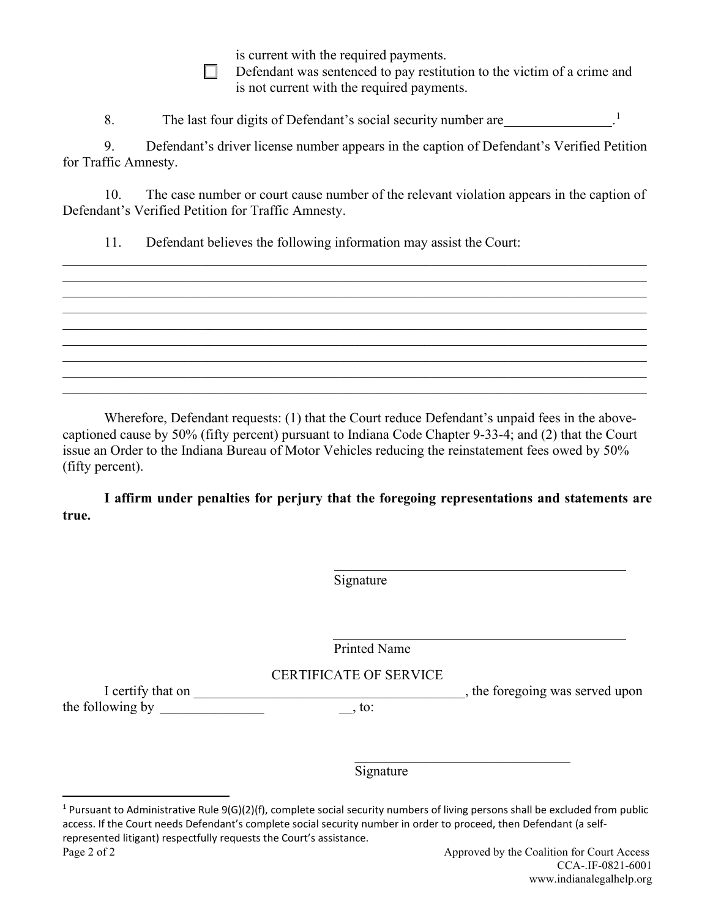is current with the required payments.

☐ Defendant was sentenced to pay restitution to the victim of a crime and is not current with the required payments.

8. The last four digits of Defendant's social security number are________________.[1]

9. Defendant's driver license number appears in the caption of Defendant's Verified Petition for Traffic Amnesty.

10. The case number or court cause number of the relevant violation appears in the caption of Defendant's Verified Petition for Traffic Amnesty.

11. Defendant believes the following information may assist the Court:

______________________________________________________________________________
______________________________________________________________________________
______________________________________________________________________________
______________________________________________________________________________
______________________________________________________________________________
______________________________________________________________________________
______________________________________________________________________________
______________________________________________________________________________
______________________________________________________________________________

Wherefore, Defendant requests: (1) that the Court reduce Defendant's unpaid fees in the above-captioned cause by 50% (fifty percent) pursuant to Indiana Code Chapter 9-33-4; and (2) that the Court issue an Order to the Indiana Bureau of Motor Vehicles reducing the reinstatement fees owed by 50% (fifty percent).

**I affirm under penalties for perjury that the foregoing representations and statements are true.**

_____________________________________________
Signature

_____________________________________________
Printed Name

CERTIFICATE OF SERVICE

I certify that on _______________________________________, the foregoing was served upon the following by _______________ __, to:

________________________________
Signature

[1] Pursuant to Administrative Rule 9(G)(2)(f), complete social security numbers of living persons shall be excluded from public access. If the Court needs Defendant's complete social security number in order to proceed, then Defendant (a self-represented litigant) respectfully requests the Court's assistance.

Approved by the Coalition for Court Access
CCA-.IF-0821-6001
www.indianalegalhelp.org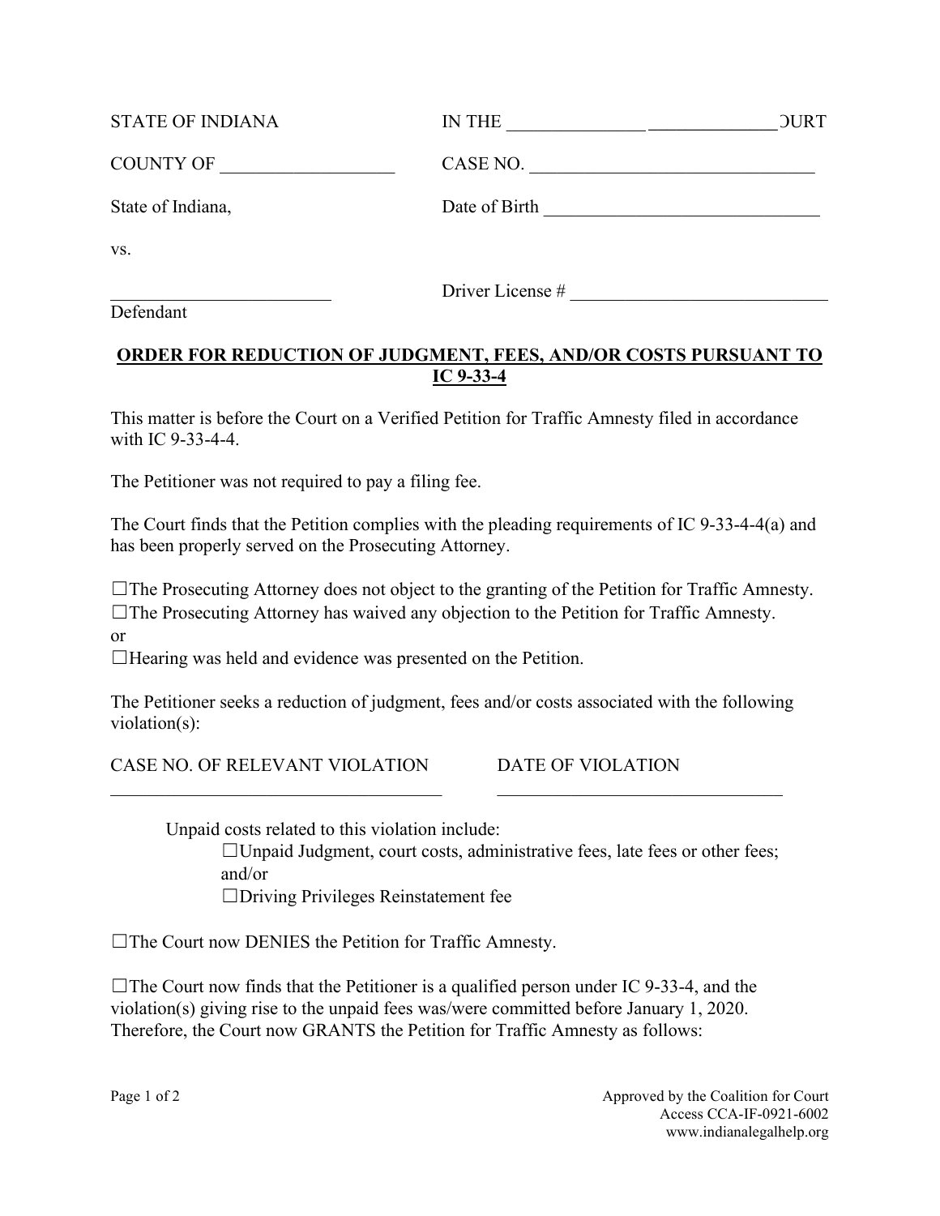STATE OF INDIANA IN THE _______________ _______________ COURT

COUNTY OF ___________________ CASE NO. ________________________________

State of Indiana, Date of Birth _______________________________

vs.

________________________ Driver License # _____________________________

Defendant

**ORDER FOR REDUCTION OF JUDGMENT, FEES, AND/OR COSTS PURSUANT TO IC 9-33-4**

This matter is before the Court on a Verified Petition for Traffic Amnesty filed in accordance with IC 9-33-4-4.

The Petitioner was not required to pay a filing fee.

The Court finds that the Petition complies with the pleading requirements of IC 9-33-4-4(a) and has been properly served on the Prosecuting Attorney.

☐The Prosecuting Attorney does not object to the granting of the Petition for Traffic Amnesty.
☐The Prosecuting Attorney has waived any objection to the Petition for Traffic Amnesty.
or
☐Hearing was held and evidence was presented on the Petition.

The Petitioner seeks a reduction of judgment, fees and/or costs associated with the following violation(s):

CASE NO. OF RELEVANT VIOLATION DATE OF VIOLATION

____________________________________ ________________________________

Unpaid costs related to this violation include:

☐Unpaid Judgment, court costs, administrative fees, late fees or other fees; and/or
☐Driving Privileges Reinstatement fee

☐The Court now DENIES the Petition for Traffic Amnesty.

☐The Court now finds that the Petitioner is a qualified person under IC 9-33-4, and the violation(s) giving rise to the unpaid fees was/were committed before January 1, 2020. Therefore, the Court now GRANTS the Petition for Traffic Amnesty as follows:

Approved by the Coalition for Court Access CCA-IF-0921-6002
www.indianalegalhelp.org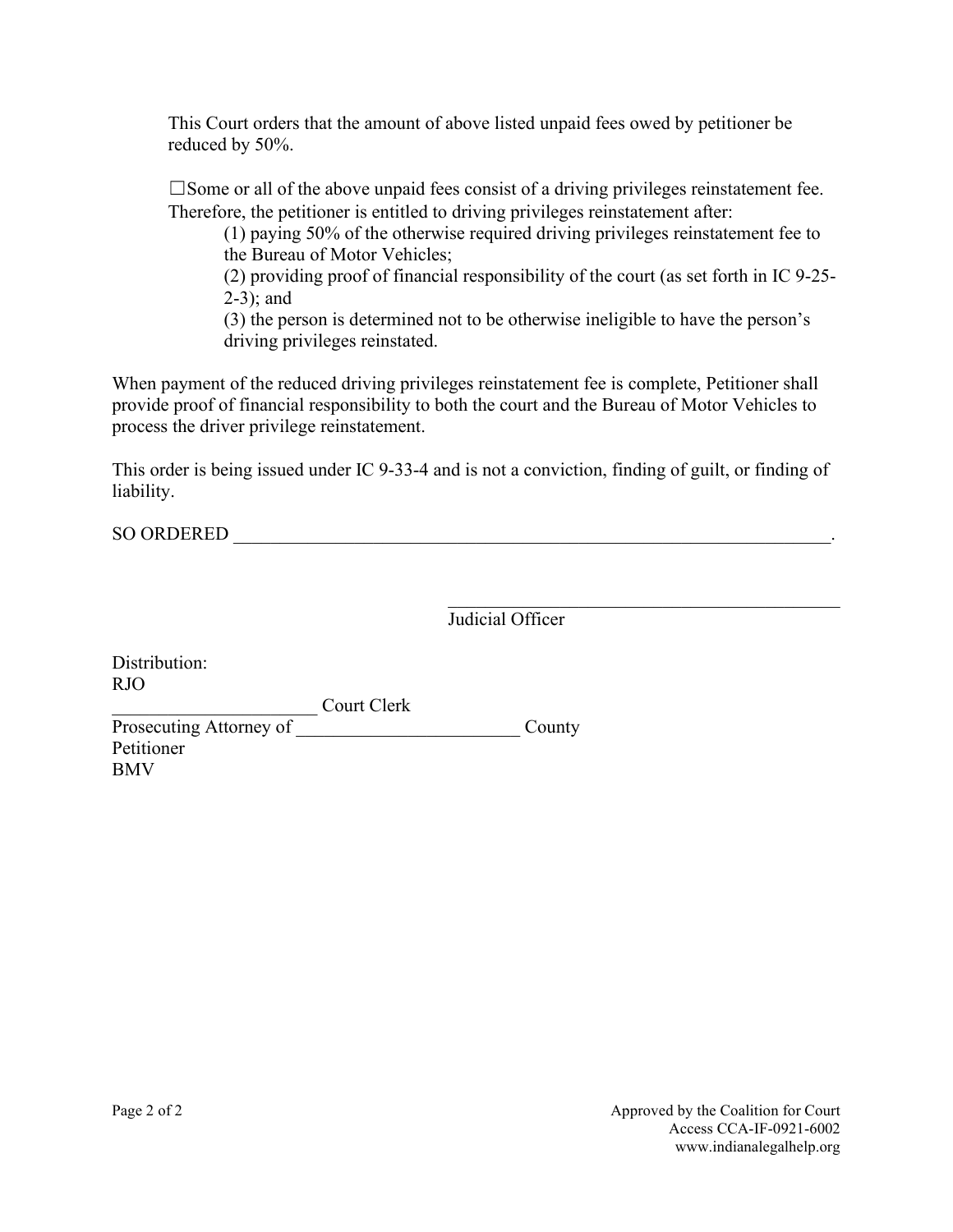This Court orders that the amount of above listed unpaid fees owed by petitioner be reduced by 50%.

☐Some or all of the above unpaid fees consist of a driving privileges reinstatement fee. Therefore, the petitioner is entitled to driving privileges reinstatement after:

(1) paying 50% of the otherwise required driving privileges reinstatement fee to the Bureau of Motor Vehicles;

(2) providing proof of financial responsibility of the court (as set forth in IC 9-25-2-3); and

(3) the person is determined not to be otherwise ineligible to have the person's driving privileges reinstated.

When payment of the reduced driving privileges reinstatement fee is complete, Petitioner shall provide proof of financial responsibility to both the court and the Bureau of Motor Vehicles to process the driver privilege reinstatement.

This order is being issued under IC 9-33-4 and is not a conviction, finding of guilt, or finding of liability.

SO ORDERED ____________________________________________________________________.

_____________________________________________
Judicial Officer

Distribution:
RJO
______________________ Court Clerk
Prosecuting Attorney of ________________________ County
Petitioner
BMV

Approved by the Coalition for Court Access CCA-IF-0921-6002
www.indianalegalhelp.org